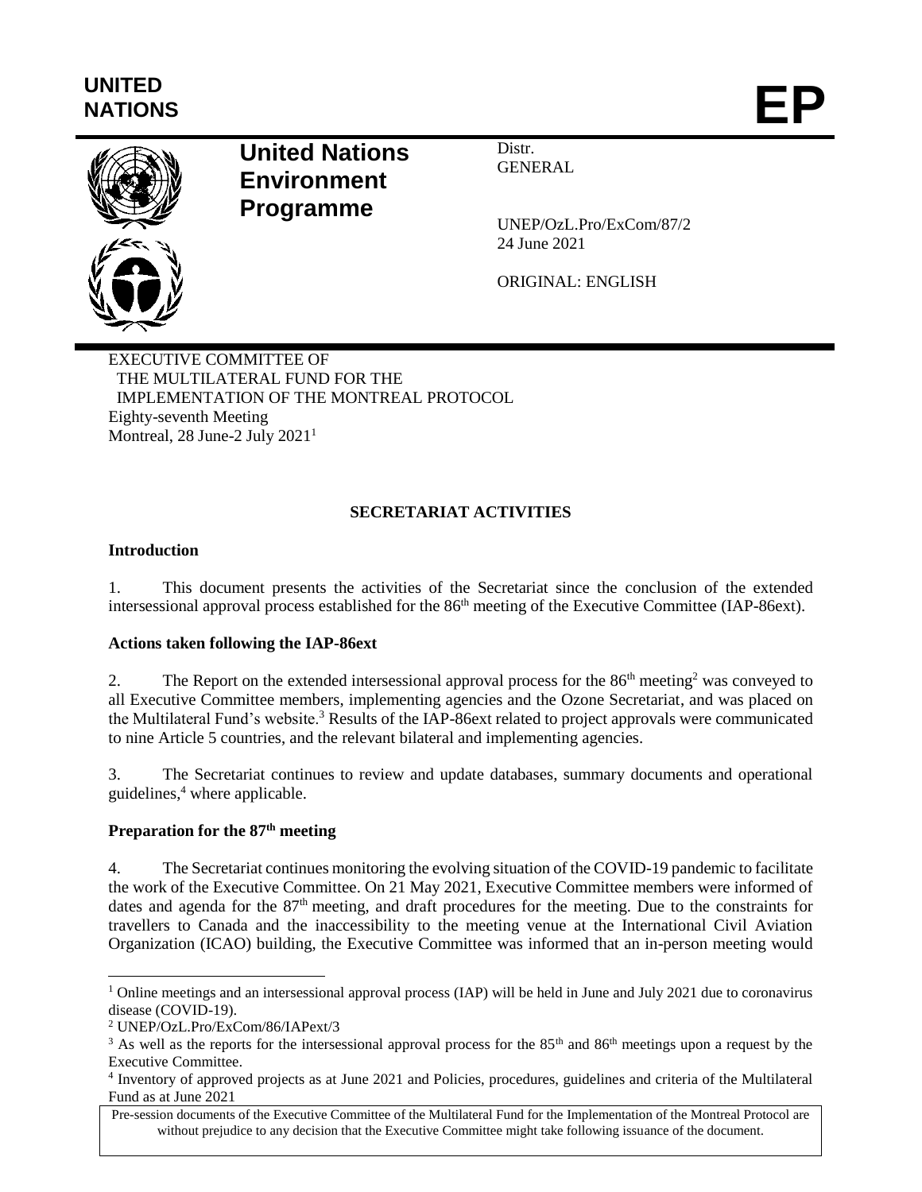UNITED NATIONS

# EP

**United Nations Environment Programme**

Distr.
GENERAL

UNEP/OzL.Pro/ExCom/87/2
24 June 2021

ORIGINAL: ENGLISH

EXECUTIVE COMMITTEE OF
THE MULTILATERAL FUND FOR THE
IMPLEMENTATION OF THE MONTREAL PROTOCOL
Eighty-seventh Meeting
Montreal, 28 June-2 July 2021[1]

## SECRETARIAT ACTIVITIES

### Introduction

1. This document presents the activities of the Secretariat since the conclusion of the extended intersessional approval process established for the 86th meeting of the Executive Committee (IAP-86ext).

### Actions taken following the IAP-86ext

2. The Report on the extended intersessional approval process for the 86th meeting[2] was conveyed to all Executive Committee members, implementing agencies and the Ozone Secretariat, and was placed on the Multilateral Fund's website.[3] Results of the IAP-86ext related to project approvals were communicated to nine Article 5 countries, and the relevant bilateral and implementing agencies.

3. The Secretariat continues to review and update databases, summary documents and operational guidelines,[4] where applicable.

### Preparation for the 87th meeting

4. The Secretariat continues monitoring the evolving situation of the COVID-19 pandemic to facilitate the work of the Executive Committee. On 21 May 2021, Executive Committee members were informed of dates and agenda for the 87th meeting, and draft procedures for the meeting. Due to the constraints for travellers to Canada and the inaccessibility to the meeting venue at the International Civil Aviation Organization (ICAO) building, the Executive Committee was informed that an in-person meeting would

---

[1] Online meetings and an intersessional approval process (IAP) will be held in June and July 2021 due to coronavirus disease (COVID-19).

[2] UNEP/OzL.Pro/ExCom/86/IAPext/3

[3] As well as the reports for the intersessional approval process for the 85th and 86th meetings upon a request by the Executive Committee.

[4] Inventory of approved projects as at June 2021 and Policies, procedures, guidelines and criteria of the Multilateral Fund as at June 2021

Pre-session documents of the Executive Committee of the Multilateral Fund for the Implementation of the Montreal Protocol are without prejudice to any decision that the Executive Committee might take following issuance of the document.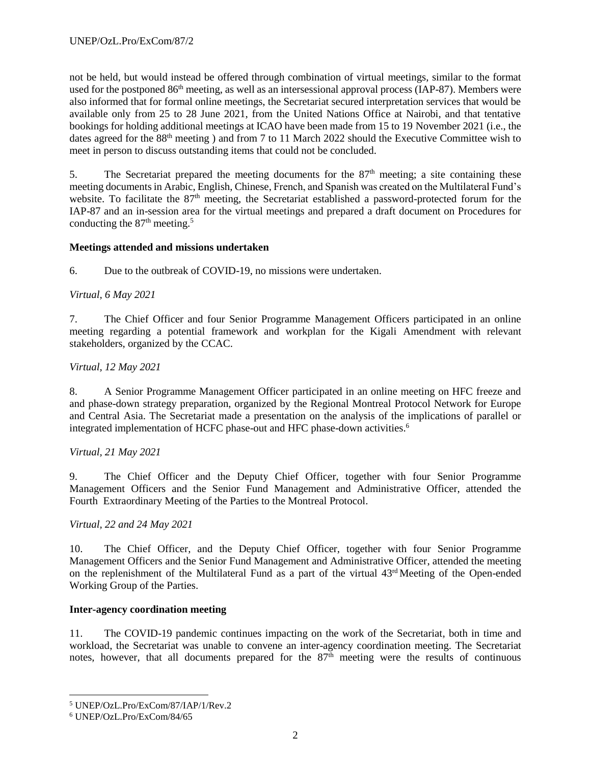not be held, but would instead be offered through combination of virtual meetings, similar to the format used for the postponed 86th meeting, as well as an intersessional approval process (IAP-87). Members were also informed that for formal online meetings, the Secretariat secured interpretation services that would be available only from 25 to 28 June 2021, from the United Nations Office at Nairobi, and that tentative bookings for holding additional meetings at ICAO have been made from 15 to 19 November 2021 (i.e., the dates agreed for the 88th meeting ) and from 7 to 11 March 2022 should the Executive Committee wish to meet in person to discuss outstanding items that could not be concluded.

5. The Secretariat prepared the meeting documents for the 87th meeting; a site containing these meeting documents in Arabic, English, Chinese, French, and Spanish was created on the Multilateral Fund's website. To facilitate the 87th meeting, the Secretariat established a password-protected forum for the IAP-87 and an in-session area for the virtual meetings and prepared a draft document on Procedures for conducting the 87th meeting.[5]

**Meetings attended and missions undertaken**

6. Due to the outbreak of COVID-19, no missions were undertaken.

*Virtual, 6 May 2021*

7. The Chief Officer and four Senior Programme Management Officers participated in an online meeting regarding a potential framework and workplan for the Kigali Amendment with relevant stakeholders, organized by the CCAC.

*Virtual, 12 May 2021*

8. A Senior Programme Management Officer participated in an online meeting on HFC freeze and and phase-down strategy preparation, organized by the Regional Montreal Protocol Network for Europe and Central Asia. The Secretariat made a presentation on the analysis of the implications of parallel or integrated implementation of HCFC phase-out and HFC phase-down activities.[6]

*Virtual, 21 May 2021*

9. The Chief Officer and the Deputy Chief Officer, together with four Senior Programme Management Officers and the Senior Fund Management and Administrative Officer, attended the Fourth Extraordinary Meeting of the Parties to the Montreal Protocol.

*Virtual, 22 and 24 May 2021*

10. The Chief Officer, and the Deputy Chief Officer, together with four Senior Programme Management Officers and the Senior Fund Management and Administrative Officer, attended the meeting on the replenishment of the Multilateral Fund as a part of the virtual 43rd Meeting of the Open-ended Working Group of the Parties.

**Inter-agency coordination meeting**

11. The COVID-19 pandemic continues impacting on the work of the Secretariat, both in time and workload, the Secretariat was unable to convene an inter-agency coordination meeting. The Secretariat notes, however, that all documents prepared for the 87th meeting were the results of continuous

[5] UNEP/OzL.Pro/ExCom/87/IAP/1/Rev.2

[6] UNEP/OzL.Pro/ExCom/84/65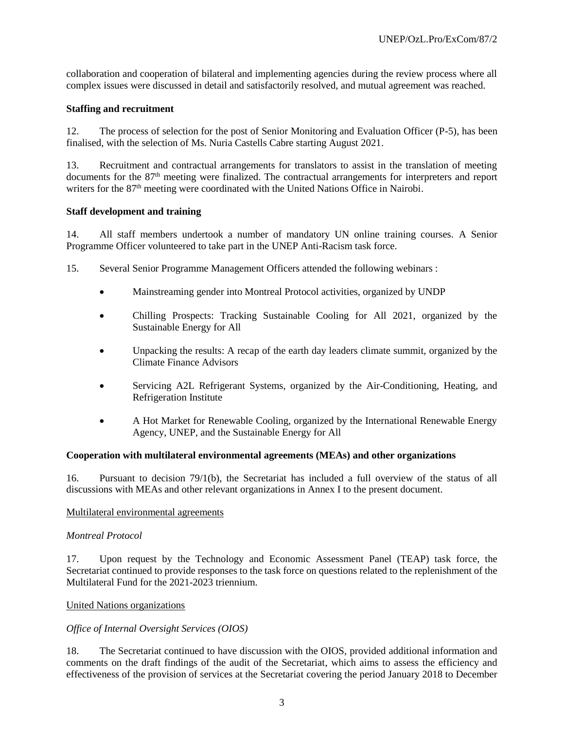collaboration and cooperation of bilateral and implementing agencies during the review process where all complex issues were discussed in detail and satisfactorily resolved, and mutual agreement was reached.

**Staffing and recruitment**

12. The process of selection for the post of Senior Monitoring and Evaluation Officer (P-5), has been finalised, with the selection of Ms. Nuria Castells Cabre starting August 2021.

13. Recruitment and contractual arrangements for translators to assist in the translation of meeting documents for the 87th meeting were finalized. The contractual arrangements for interpreters and report writers for the 87th meeting were coordinated with the United Nations Office in Nairobi.

**Staff development and training**

14. All staff members undertook a number of mandatory UN online training courses. A Senior Programme Officer volunteered to take part in the UNEP Anti-Racism task force.

15. Several Senior Programme Management Officers attended the following webinars :

- Mainstreaming gender into Montreal Protocol activities, organized by UNDP
- Chilling Prospects: Tracking Sustainable Cooling for All 2021, organized by the Sustainable Energy for All
- Unpacking the results: A recap of the earth day leaders climate summit, organized by the Climate Finance Advisors
- Servicing A2L Refrigerant Systems, organized by the Air-Conditioning, Heating, and Refrigeration Institute
- A Hot Market for Renewable Cooling, organized by the International Renewable Energy Agency, UNEP, and the Sustainable Energy for All

**Cooperation with multilateral environmental agreements (MEAs) and other organizations**

16. Pursuant to decision 79/1(b), the Secretariat has included a full overview of the status of all discussions with MEAs and other relevant organizations in Annex I to the present document.

Multilateral environmental agreements

*Montreal Protocol*

17. Upon request by the Technology and Economic Assessment Panel (TEAP) task force, the Secretariat continued to provide responses to the task force on questions related to the replenishment of the Multilateral Fund for the 2021-2023 triennium.

United Nations organizations

*Office of Internal Oversight Services (OIOS)*

18. The Secretariat continued to have discussion with the OIOS, provided additional information and comments on the draft findings of the audit of the Secretariat, which aims to assess the efficiency and effectiveness of the provision of services at the Secretariat covering the period January 2018 to December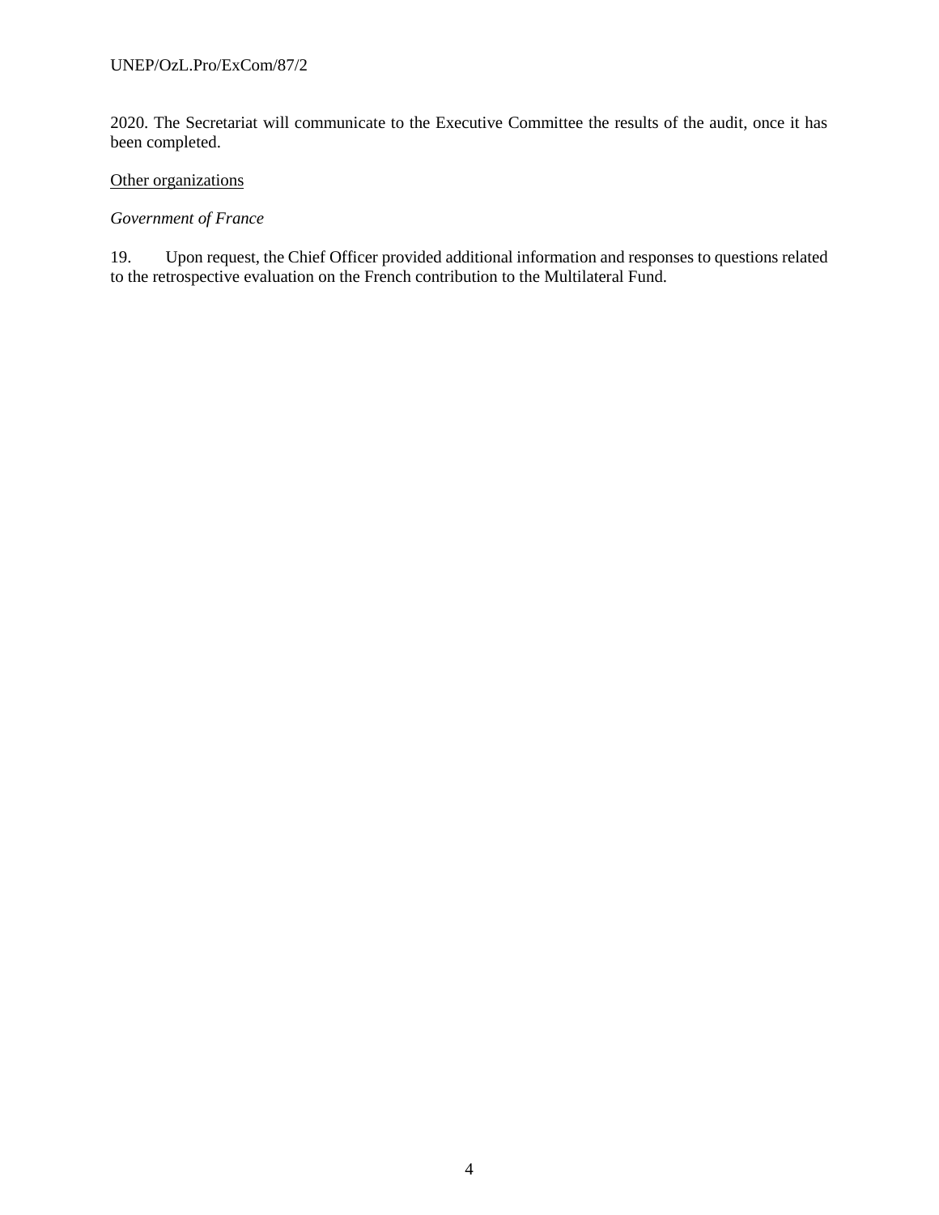2020. The Secretariat will communicate to the Executive Committee the results of the audit, once it has been completed.

<u>Other organizations</u>

*Government of France*

19. Upon request, the Chief Officer provided additional information and responses to questions related to the retrospective evaluation on the French contribution to the Multilateral Fund.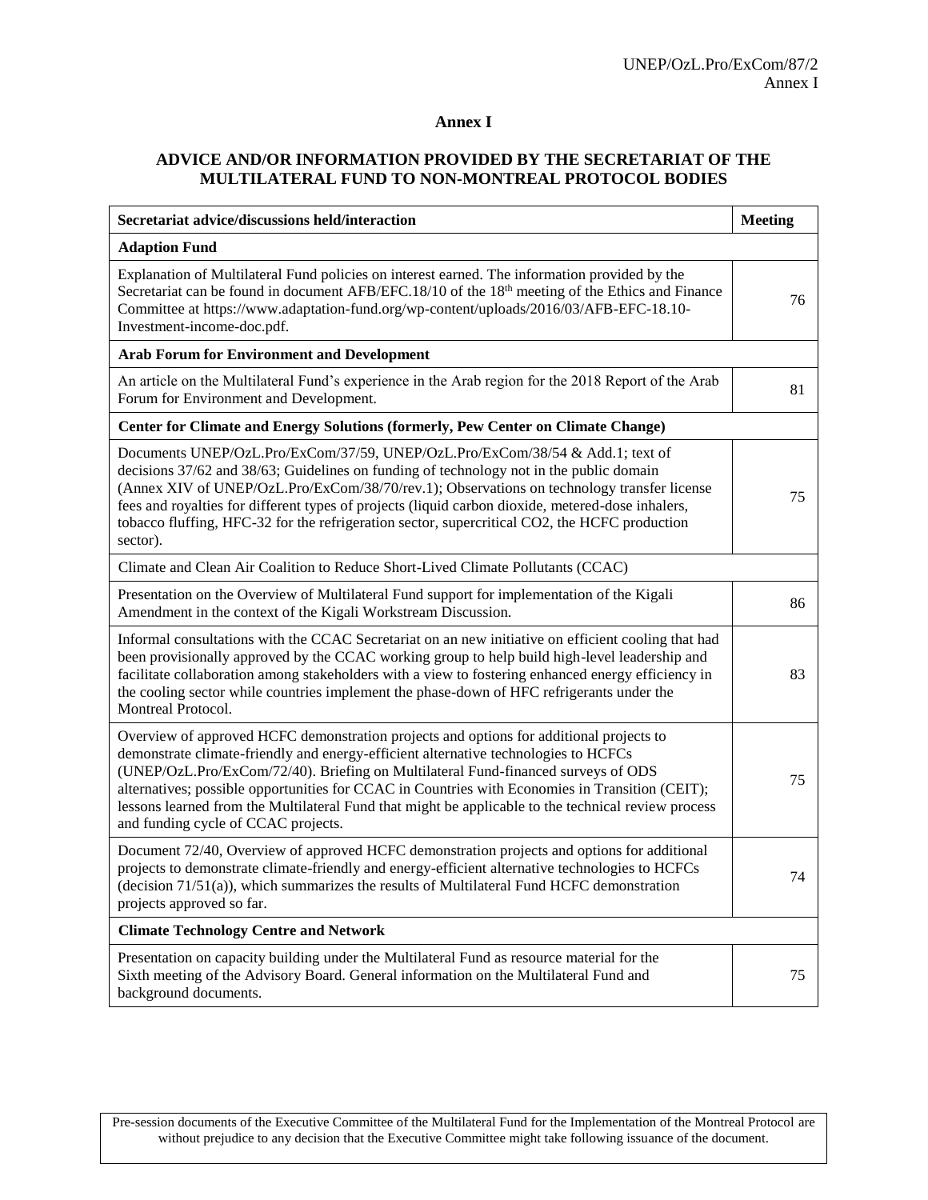# Annex I

## ADVICE AND/OR INFORMATION PROVIDED BY THE SECRETARIAT OF THE MULTILATERAL FUND TO NON-MONTREAL PROTOCOL BODIES

| Secretariat advice/discussions held/interaction | Meeting |
|---|---|
| **Adaption Fund** | |
| Explanation of Multilateral Fund policies on interest earned. The information provided by the Secretariat can be found in document AFB/EFC.18/10 of the 18th meeting of the Ethics and Finance Committee at https://www.adaptation-fund.org/wp-content/uploads/2016/03/AFB-EFC-18.10-Investment-income-doc.pdf. | 76 |
| **Arab Forum for Environment and Development** | |
| An article on the Multilateral Fund's experience in the Arab region for the 2018 Report of the Arab Forum for Environment and Development. | 81 |
| **Center for Climate and Energy Solutions (formerly, Pew Center on Climate Change)** | |
| Documents UNEP/OzL.Pro/ExCom/37/59, UNEP/OzL.Pro/ExCom/38/54 & Add.1; text of decisions 37/62 and 38/63; Guidelines on funding of technology not in the public domain (Annex XIV of UNEP/OzL.Pro/ExCom/38/70/rev.1); Observations on technology transfer license fees and royalties for different types of projects (liquid carbon dioxide, metered-dose inhalers, tobacco fluffing, HFC-32 for the refrigeration sector, supercritical CO2, the HCFC production sector). | 75 |
| Climate and Clean Air Coalition to Reduce Short-Lived Climate Pollutants (CCAC) | |
| Presentation on the Overview of Multilateral Fund support for implementation of the Kigali Amendment in the context of the Kigali Workstream Discussion. | 86 |
| Informal consultations with the CCAC Secretariat on an new initiative on efficient cooling that had been provisionally approved by the CCAC working group to help build high-level leadership and facilitate collaboration among stakeholders with a view to fostering enhanced energy efficiency in the cooling sector while countries implement the phase-down of HFC refrigerants under the Montreal Protocol. | 83 |
| Overview of approved HCFC demonstration projects and options for additional projects to demonstrate climate-friendly and energy-efficient alternative technologies to HCFCs (UNEP/OzL.Pro/ExCom/72/40). Briefing on Multilateral Fund-financed surveys of ODS alternatives; possible opportunities for CCAC in Countries with Economies in Transition (CEIT); lessons learned from the Multilateral Fund that might be applicable to the technical review process and funding cycle of CCAC projects. | 75 |
| Document 72/40, Overview of approved HCFC demonstration projects and options for additional projects to demonstrate climate-friendly and energy-efficient alternative technologies to HCFCs (decision 71/51(a)), which summarizes the results of Multilateral Fund HCFC demonstration projects approved so far. | 74 |
| **Climate Technology Centre and Network** | |
| Presentation on capacity building under the Multilateral Fund as resource material for the Sixth meeting of the Advisory Board. General information on the Multilateral Fund and background documents. | 75 |

Pre-session documents of the Executive Committee of the Multilateral Fund for the Implementation of the Montreal Protocol are without prejudice to any decision that the Executive Committee might take following issuance of the document.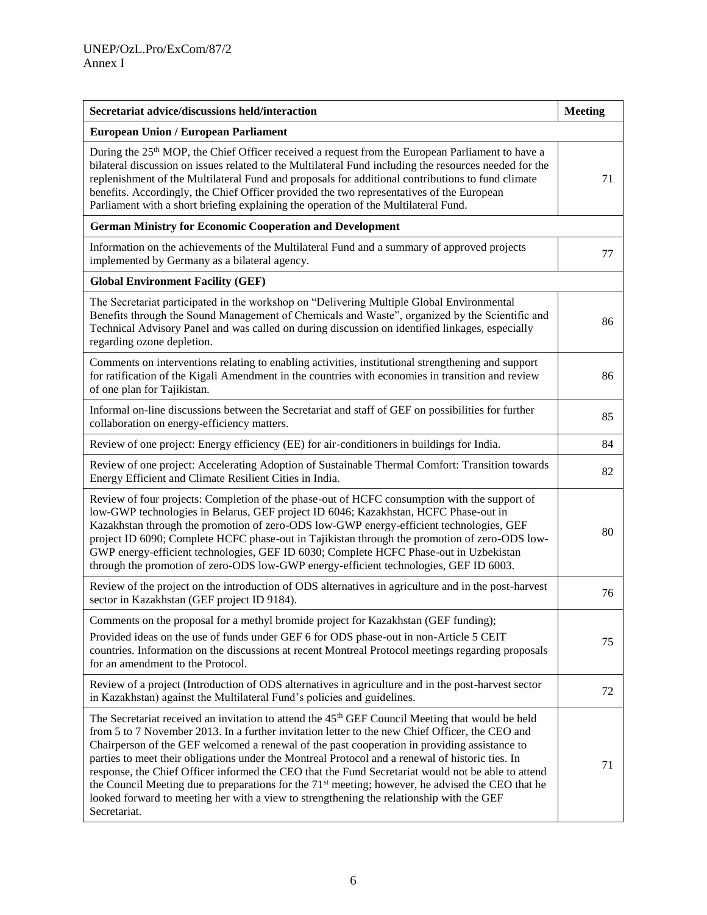| Secretariat advice/discussions held/interaction | Meeting |
|---|---|
| **European Union / European Parliament** | |
| During the 25th MOP, the Chief Officer received a request from the European Parliament to have a bilateral discussion on issues related to the Multilateral Fund including the resources needed for the replenishment of the Multilateral Fund and proposals for additional contributions to fund climate benefits. Accordingly, the Chief Officer provided the two representatives of the European Parliament with a short briefing explaining the operation of the Multilateral Fund. | 71 |
| **German Ministry for Economic Cooperation and Development** | |
| Information on the achievements of the Multilateral Fund and a summary of approved projects implemented by Germany as a bilateral agency. | 77 |
| **Global Environment Facility (GEF)** | |
| The Secretariat participated in the workshop on "Delivering Multiple Global Environmental Benefits through the Sound Management of Chemicals and Waste", organized by the Scientific and Technical Advisory Panel and was called on during discussion on identified linkages, especially regarding ozone depletion. | 86 |
| Comments on interventions relating to enabling activities, institutional strengthening and support for ratification of the Kigali Amendment in the countries with economies in transition and review of one plan for Tajikistan. | 86 |
| Informal on-line discussions between the Secretariat and staff of GEF on possibilities for further collaboration on energy-efficiency matters. | 85 |
| Review of one project: Energy efficiency (EE) for air-conditioners in buildings for India. | 84 |
| Review of one project: Accelerating Adoption of Sustainable Thermal Comfort: Transition towards Energy Efficient and Climate Resilient Cities in India. | 82 |
| Review of four projects: Completion of the phase-out of HCFC consumption with the support of low-GWP technologies in Belarus, GEF project ID 6046; Kazakhstan, HCFC Phase-out in Kazakhstan through the promotion of zero-ODS low-GWP energy-efficient technologies, GEF project ID 6090; Complete HCFC phase-out in Tajikistan through the promotion of zero-ODS low-GWP energy-efficient technologies, GEF ID 6030; Complete HCFC Phase-out in Uzbekistan through the promotion of zero-ODS low-GWP energy-efficient technologies, GEF ID 6003. | 80 |
| Review of the project on the introduction of ODS alternatives in agriculture and in the post-harvest sector in Kazakhstan (GEF project ID 9184). | 76 |
| Comments on the proposal for a methyl bromide project for Kazakhstan (GEF funding);<br>Provided ideas on the use of funds under GEF 6 for ODS phase-out in non-Article 5 CEIT countries. Information on the discussions at recent Montreal Protocol meetings regarding proposals for an amendment to the Protocol. | 75 |
| Review of a project (Introduction of ODS alternatives in agriculture and in the post-harvest sector in Kazakhstan) against the Multilateral Fund's policies and guidelines. | 72 |
| The Secretariat received an invitation to attend the 45th GEF Council Meeting that would be held from 5 to 7 November 2013. In a further invitation letter to the new Chief Officer, the CEO and Chairperson of the GEF welcomed a renewal of the past cooperation in providing assistance to parties to meet their obligations under the Montreal Protocol and a renewal of historic ties. In response, the Chief Officer informed the CEO that the Fund Secretariat would not be able to attend the Council Meeting due to preparations for the 71st meeting; however, he advised the CEO that he looked forward to meeting her with a view to strengthening the relationship with the GEF Secretariat. | 71 |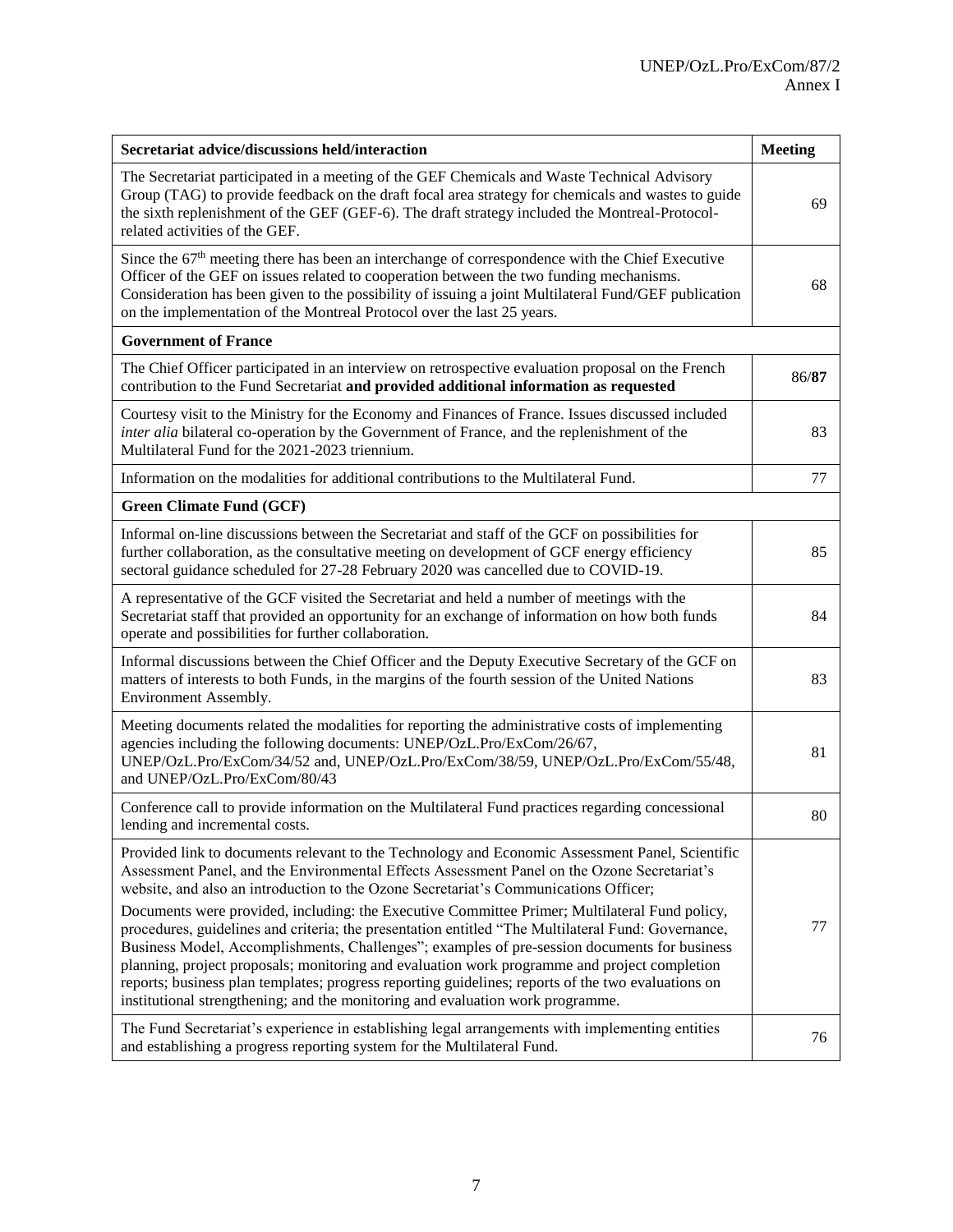| Secretariat advice/discussions held/interaction | Meeting |
|---|---|
| The Secretariat participated in a meeting of the GEF Chemicals and Waste Technical Advisory Group (TAG) to provide feedback on the draft focal area strategy for chemicals and wastes to guide the sixth replenishment of the GEF (GEF-6). The draft strategy included the Montreal-Protocol-related activities of the GEF. | 69 |
| Since the 67th meeting there has been an interchange of correspondence with the Chief Executive Officer of the GEF on issues related to cooperation between the two funding mechanisms. Consideration has been given to the possibility of issuing a joint Multilateral Fund/GEF publication on the implementation of the Montreal Protocol over the last 25 years. | 68 |
| **Government of France** | |
| The Chief Officer participated in an interview on retrospective evaluation proposal on the French contribution to the Fund Secretariat **and provided additional information as requested** | 86/**87** |
| Courtesy visit to the Ministry for the Economy and Finances of France. Issues discussed included *inter alia* bilateral co-operation by the Government of France, and the replenishment of the Multilateral Fund for the 2021-2023 triennium. | 83 |
| Information on the modalities for additional contributions to the Multilateral Fund. | 77 |
| **Green Climate Fund (GCF)** | |
| Informal on-line discussions between the Secretariat and staff of the GCF on possibilities for further collaboration, as the consultative meeting on development of GCF energy efficiency sectoral guidance scheduled for 27-28 February 2020 was cancelled due to COVID-19. | 85 |
| A representative of the GCF visited the Secretariat and held a number of meetings with the Secretariat staff that provided an opportunity for an exchange of information on how both funds operate and possibilities for further collaboration. | 84 |
| Informal discussions between the Chief Officer and the Deputy Executive Secretary of the GCF on matters of interests to both Funds, in the margins of the fourth session of the United Nations Environment Assembly. | 83 |
| Meeting documents related the modalities for reporting the administrative costs of implementing agencies including the following documents: UNEP/OzL.Pro/ExCom/26/67, UNEP/OzL.Pro/ExCom/34/52 and, UNEP/OzL.Pro/ExCom/38/59, UNEP/OzL.Pro/ExCom/55/48, and UNEP/OzL.Pro/ExCom/80/43 | 81 |
| Conference call to provide information on the Multilateral Fund practices regarding concessional lending and incremental costs. | 80 |
| Provided link to documents relevant to the Technology and Economic Assessment Panel, Scientific Assessment Panel, and the Environmental Effects Assessment Panel on the Ozone Secretariat's website, and also an introduction to the Ozone Secretariat's Communications Officer; Documents were provided, including: the Executive Committee Primer; Multilateral Fund policy, procedures, guidelines and criteria; the presentation entitled "The Multilateral Fund: Governance, Business Model, Accomplishments, Challenges"; examples of pre-session documents for business planning, project proposals; monitoring and evaluation work programme and project completion reports; business plan templates; progress reporting guidelines; reports of the two evaluations on institutional strengthening; and the monitoring and evaluation work programme. | 77 |
| The Fund Secretariat's experience in establishing legal arrangements with implementing entities and establishing a progress reporting system for the Multilateral Fund. | 76 |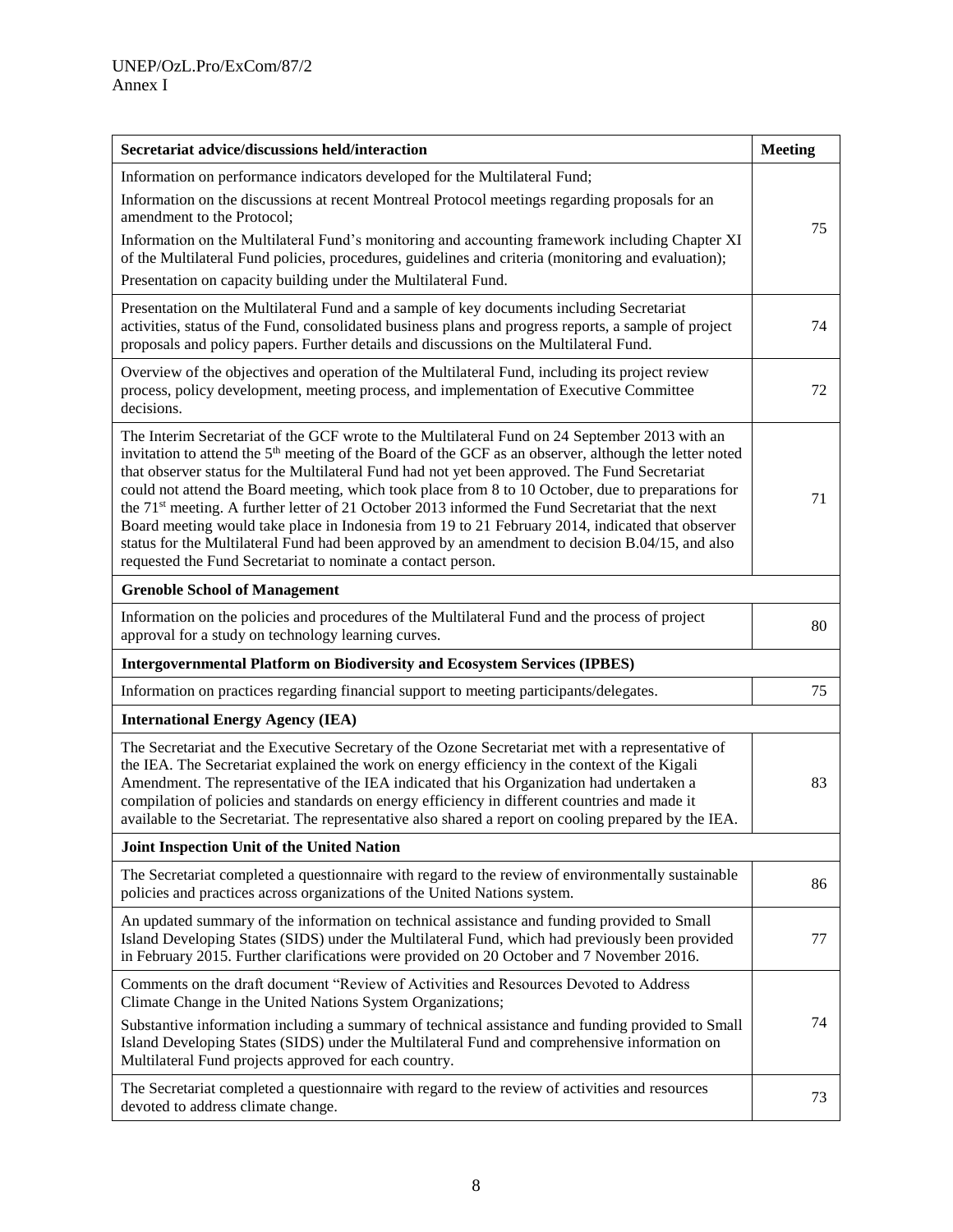| Secretariat advice/discussions held/interaction | Meeting |
|---|---|
| Information on performance indicators developed for the Multilateral Fund;<br>Information on the discussions at recent Montreal Protocol meetings regarding proposals for an amendment to the Protocol;<br>Information on the Multilateral Fund's monitoring and accounting framework including Chapter XI of the Multilateral Fund policies, procedures, guidelines and criteria (monitoring and evaluation);<br>Presentation on capacity building under the Multilateral Fund. | 75 |
| Presentation on the Multilateral Fund and a sample of key documents including Secretariat activities, status of the Fund, consolidated business plans and progress reports, a sample of project proposals and policy papers. Further details and discussions on the Multilateral Fund. | 74 |
| Overview of the objectives and operation of the Multilateral Fund, including its project review process, policy development, meeting process, and implementation of Executive Committee decisions. | 72 |
| The Interim Secretariat of the GCF wrote to the Multilateral Fund on 24 September 2013 with an invitation to attend the 5th meeting of the Board of the GCF as an observer, although the letter noted that observer status for the Multilateral Fund had not yet been approved. The Fund Secretariat could not attend the Board meeting, which took place from 8 to 10 October, due to preparations for the 71st meeting. A further letter of 21 October 2013 informed the Fund Secretariat that the next Board meeting would take place in Indonesia from 19 to 21 February 2014, indicated that observer status for the Multilateral Fund had been approved by an amendment to decision B.04/15, and also requested the Fund Secretariat to nominate a contact person. | 71 |
| **Grenoble School of Management** | |
| Information on the policies and procedures of the Multilateral Fund and the process of project approval for a study on technology learning curves. | 80 |
| **Intergovernmental Platform on Biodiversity and Ecosystem Services (IPBES)** | |
| Information on practices regarding financial support to meeting participants/delegates. | 75 |
| **International Energy Agency (IEA)** | |
| The Secretariat and the Executive Secretary of the Ozone Secretariat met with a representative of the IEA. The Secretariat explained the work on energy efficiency in the context of the Kigali Amendment. The representative of the IEA indicated that his Organization had undertaken a compilation of policies and standards on energy efficiency in different countries and made it available to the Secretariat. The representative also shared a report on cooling prepared by the IEA. | 83 |
| **Joint Inspection Unit of the United Nation** | |
| The Secretariat completed a questionnaire with regard to the review of environmentally sustainable policies and practices across organizations of the United Nations system. | 86 |
| An updated summary of the information on technical assistance and funding provided to Small Island Developing States (SIDS) under the Multilateral Fund, which had previously been provided in February 2015. Further clarifications were provided on 20 October and 7 November 2016. | 77 |
| Comments on the draft document "Review of Activities and Resources Devoted to Address Climate Change in the United Nations System Organizations;<br>Substantive information including a summary of technical assistance and funding provided to Small Island Developing States (SIDS) under the Multilateral Fund and comprehensive information on Multilateral Fund projects approved for each country. | 74 |
| The Secretariat completed a questionnaire with regard to the review of activities and resources devoted to address climate change. | 73 |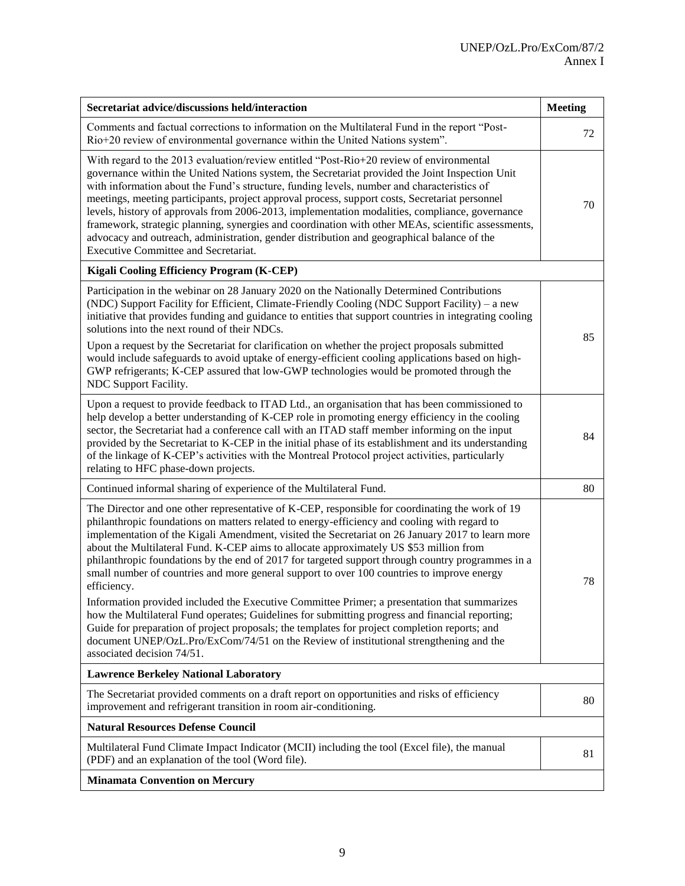| Secretariat advice/discussions held/interaction | Meeting |
|---|---|
| Comments and factual corrections to information on the Multilateral Fund in the report "Post-Rio+20 review of environmental governance within the United Nations system". | 72 |
| With regard to the 2013 evaluation/review entitled "Post-Rio+20 review of environmental governance within the United Nations system, the Secretariat provided the Joint Inspection Unit with information about the Fund's structure, funding levels, number and characteristics of meetings, meeting participants, project approval process, support costs, Secretariat personnel levels, history of approvals from 2006-2013, implementation modalities, compliance, governance framework, strategic planning, synergies and coordination with other MEAs, scientific assessments, advocacy and outreach, administration, gender distribution and geographical balance of the Executive Committee and Secretariat. | 70 |
| **Kigali Cooling Efficiency Program (K-CEP)** | |
| Participation in the webinar on 28 January 2020 on the Nationally Determined Contributions (NDC) Support Facility for Efficient, Climate-Friendly Cooling (NDC Support Facility) – a new initiative that provides funding and guidance to entities that support countries in integrating cooling solutions into the next round of their NDCs. Upon a request by the Secretariat for clarification on whether the project proposals submitted would include safeguards to avoid uptake of energy-efficient cooling applications based on high-GWP refrigerants; K-CEP assured that low-GWP technologies would be promoted through the NDC Support Facility. | 85 |
| Upon a request to provide feedback to ITAD Ltd., an organisation that has been commissioned to help develop a better understanding of K-CEP role in promoting energy efficiency in the cooling sector, the Secretariat had a conference call with an ITAD staff member informing on the input provided by the Secretariat to K-CEP in the initial phase of its establishment and its understanding of the linkage of K-CEP's activities with the Montreal Protocol project activities, particularly relating to HFC phase-down projects. | 84 |
| Continued informal sharing of experience of the Multilateral Fund. | 80 |
| The Director and one other representative of K-CEP, responsible for coordinating the work of 19 philanthropic foundations on matters related to energy-efficiency and cooling with regard to implementation of the Kigali Amendment, visited the Secretariat on 26 January 2017 to learn more about the Multilateral Fund. K-CEP aims to allocate approximately US $53 million from philanthropic foundations by the end of 2017 for targeted support through country programmes in a small number of countries and more general support to over 100 countries to improve energy efficiency. Information provided included the Executive Committee Primer; a presentation that summarizes how the Multilateral Fund operates; Guidelines for submitting progress and financial reporting; Guide for preparation of project proposals; the templates for project completion reports; and document UNEP/OzL.Pro/ExCom/74/51 on the Review of institutional strengthening and the associated decision 74/51. | 78 |
| **Lawrence Berkeley National Laboratory** | |
| The Secretariat provided comments on a draft report on opportunities and risks of efficiency improvement and refrigerant transition in room air-conditioning. | 80 |
| **Natural Resources Defense Council** | |
| Multilateral Fund Climate Impact Indicator (MCII) including the tool (Excel file), the manual (PDF) and an explanation of the tool (Word file). | 81 |
| **Minamata Convention on Mercury** | |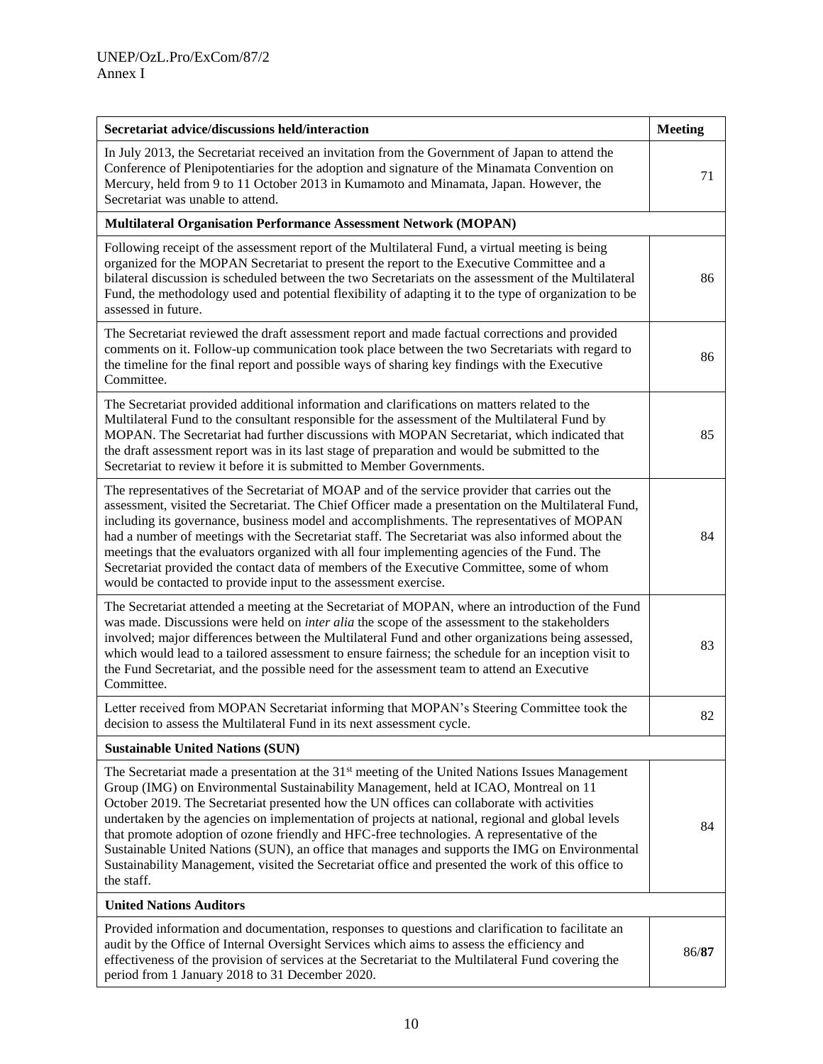| Secretariat advice/discussions held/interaction | Meeting |
|---|---|
| In July 2013, the Secretariat received an invitation from the Government of Japan to attend the Conference of Plenipotentiaries for the adoption and signature of the Minamata Convention on Mercury, held from 9 to 11 October 2013 in Kumamoto and Minamata, Japan. However, the Secretariat was unable to attend. | 71 |
| **Multilateral Organisation Performance Assessment Network (MOPAN)** | |
| Following receipt of the assessment report of the Multilateral Fund, a virtual meeting is being organized for the MOPAN Secretariat to present the report to the Executive Committee and a bilateral discussion is scheduled between the two Secretariats on the assessment of the Multilateral Fund, the methodology used and potential flexibility of adapting it to the type of organization to be assessed in future. | 86 |
| The Secretariat reviewed the draft assessment report and made factual corrections and provided comments on it. Follow-up communication took place between the two Secretariats with regard to the timeline for the final report and possible ways of sharing key findings with the Executive Committee. | 86 |
| The Secretariat provided additional information and clarifications on matters related to the Multilateral Fund to the consultant responsible for the assessment of the Multilateral Fund by MOPAN. The Secretariat had further discussions with MOPAN Secretariat, which indicated that the draft assessment report was in its last stage of preparation and would be submitted to the Secretariat to review it before it is submitted to Member Governments. | 85 |
| The representatives of the Secretariat of MOAP and of the service provider that carries out the assessment, visited the Secretariat. The Chief Officer made a presentation on the Multilateral Fund, including its governance, business model and accomplishments. The representatives of MOPAN had a number of meetings with the Secretariat staff. The Secretariat was also informed about the meetings that the evaluators organized with all four implementing agencies of the Fund. The Secretariat provided the contact data of members of the Executive Committee, some of whom would be contacted to provide input to the assessment exercise. | 84 |
| The Secretariat attended a meeting at the Secretariat of MOPAN, where an introduction of the Fund was made. Discussions were held on *inter alia* the scope of the assessment to the stakeholders involved; major differences between the Multilateral Fund and other organizations being assessed, which would lead to a tailored assessment to ensure fairness; the schedule for an inception visit to the Fund Secretariat, and the possible need for the assessment team to attend an Executive Committee. | 83 |
| Letter received from MOPAN Secretariat informing that MOPAN's Steering Committee took the decision to assess the Multilateral Fund in its next assessment cycle. | 82 |
| **Sustainable United Nations (SUN)** | |
| The Secretariat made a presentation at the 31st meeting of the United Nations Issues Management Group (IMG) on Environmental Sustainability Management, held at ICAO, Montreal on 11 October 2019. The Secretariat presented how the UN offices can collaborate with activities undertaken by the agencies on implementation of projects at national, regional and global levels that promote adoption of ozone friendly and HFC-free technologies. A representative of the Sustainable United Nations (SUN), an office that manages and supports the IMG on Environmental Sustainability Management, visited the Secretariat office and presented the work of this office to the staff. | 84 |
| **United Nations Auditors** | |
| Provided information and documentation, responses to questions and clarification to facilitate an audit by the Office of Internal Oversight Services which aims to assess the efficiency and effectiveness of the provision of services at the Secretariat to the Multilateral Fund covering the period from 1 January 2018 to 31 December 2020. | 86/**87** |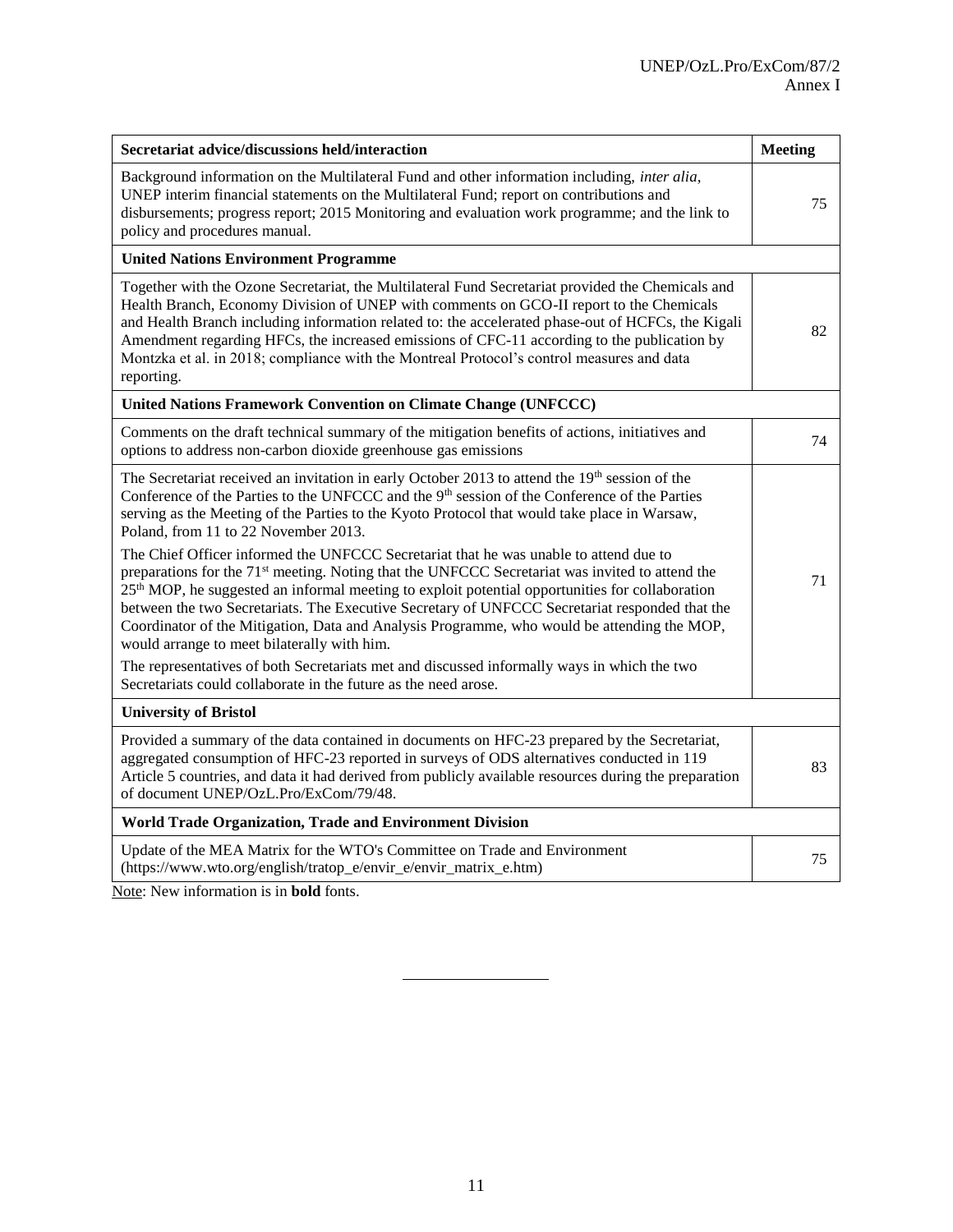| Secretariat advice/discussions held/interaction | Meeting |
|---|---|
| Background information on the Multilateral Fund and other information including, *inter alia,* UNEP interim financial statements on the Multilateral Fund; report on contributions and disbursements; progress report; 2015 Monitoring and evaluation work programme; and the link to policy and procedures manual. | 75 |
| **United Nations Environment Programme** | |
| Together with the Ozone Secretariat, the Multilateral Fund Secretariat provided the Chemicals and Health Branch, Economy Division of UNEP with comments on GCO-II report to the Chemicals and Health Branch including information related to: the accelerated phase-out of HCFCs, the Kigali Amendment regarding HFCs, the increased emissions of CFC-11 according to the publication by Montzka et al. in 2018; compliance with the Montreal Protocol's control measures and data reporting. | 82 |
| **United Nations Framework Convention on Climate Change (UNFCCC)** | |
| Comments on the draft technical summary of the mitigation benefits of actions, initiatives and options to address non-carbon dioxide greenhouse gas emissions | 74 |
| The Secretariat received an invitation in early October 2013 to attend the 19th session of the Conference of the Parties to the UNFCCC and the 9th session of the Conference of the Parties serving as the Meeting of the Parties to the Kyoto Protocol that would take place in Warsaw, Poland, from 11 to 22 November 2013. The Chief Officer informed the UNFCCC Secretariat that he was unable to attend due to preparations for the 71st meeting. Noting that the UNFCCC Secretariat was invited to attend the 25th MOP, he suggested an informal meeting to exploit potential opportunities for collaboration between the two Secretariats. The Executive Secretary of UNFCCC Secretariat responded that the Coordinator of the Mitigation, Data and Analysis Programme, who would be attending the MOP, would arrange to meet bilaterally with him. The representatives of both Secretariats met and discussed informally ways in which the two Secretariats could collaborate in the future as the need arose. | 71 |
| **University of Bristol** | |
| Provided a summary of the data contained in documents on HFC-23 prepared by the Secretariat, aggregated consumption of HFC-23 reported in surveys of ODS alternatives conducted in 119 Article 5 countries, and data it had derived from publicly available resources during the preparation of document UNEP/OzL.Pro/ExCom/79/48. | 83 |
| **World Trade Organization, Trade and Environment Division** | |
| Update of the MEA Matrix for the WTO's Committee on Trade and Environment (https://www.wto.org/english/tratop_e/envir_e/envir_matrix_e.htm) | 75 |

Note: New information is in **bold** fonts.